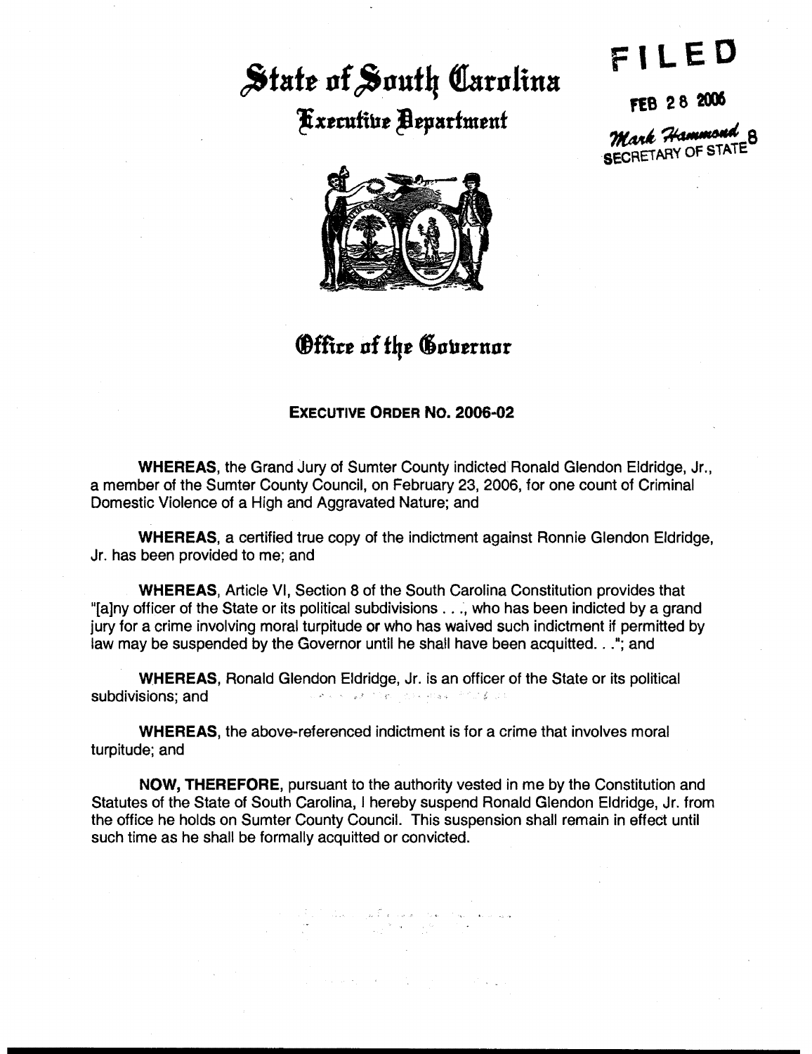# State of South Carolina

## Executive Department

**FILED**

FEB 28 2006

Mark Hammond 8
SECRETARY OF STATE

## Office of the Governor

### EXECUTIVE ORDER NO. 2006-02

**WHEREAS**, the Grand Jury of Sumter County indicted Ronald Glendon Eldridge, Jr., a member of the Sumter County Council, on February 23, 2006, for one count of Criminal Domestic Violence of a High and Aggravated Nature; and

**WHEREAS**, a certified true copy of the indictment against Ronnie Glendon Eldridge, Jr. has been provided to me; and

**WHEREAS**, Article VI, Section 8 of the South Carolina Constitution provides that "[a]ny officer of the State or its political subdivisions . . ., who has been indicted by a grand jury for a crime involving moral turpitude or who has waived such indictment if permitted by law may be suspended by the Governor until he shall have been acquitted. . ."; and

**WHEREAS**, Ronald Glendon Eldridge, Jr. is an officer of the State or its political subdivisions; and

**WHEREAS**, the above-referenced indictment is for a crime that involves moral turpitude; and

**NOW, THEREFORE**, pursuant to the authority vested in me by the Constitution and Statutes of the State of South Carolina, I hereby suspend Ronald Glendon Eldridge, Jr. from the office he holds on Sumter County Council. This suspension shall remain in effect until such time as he shall be formally acquitted or convicted.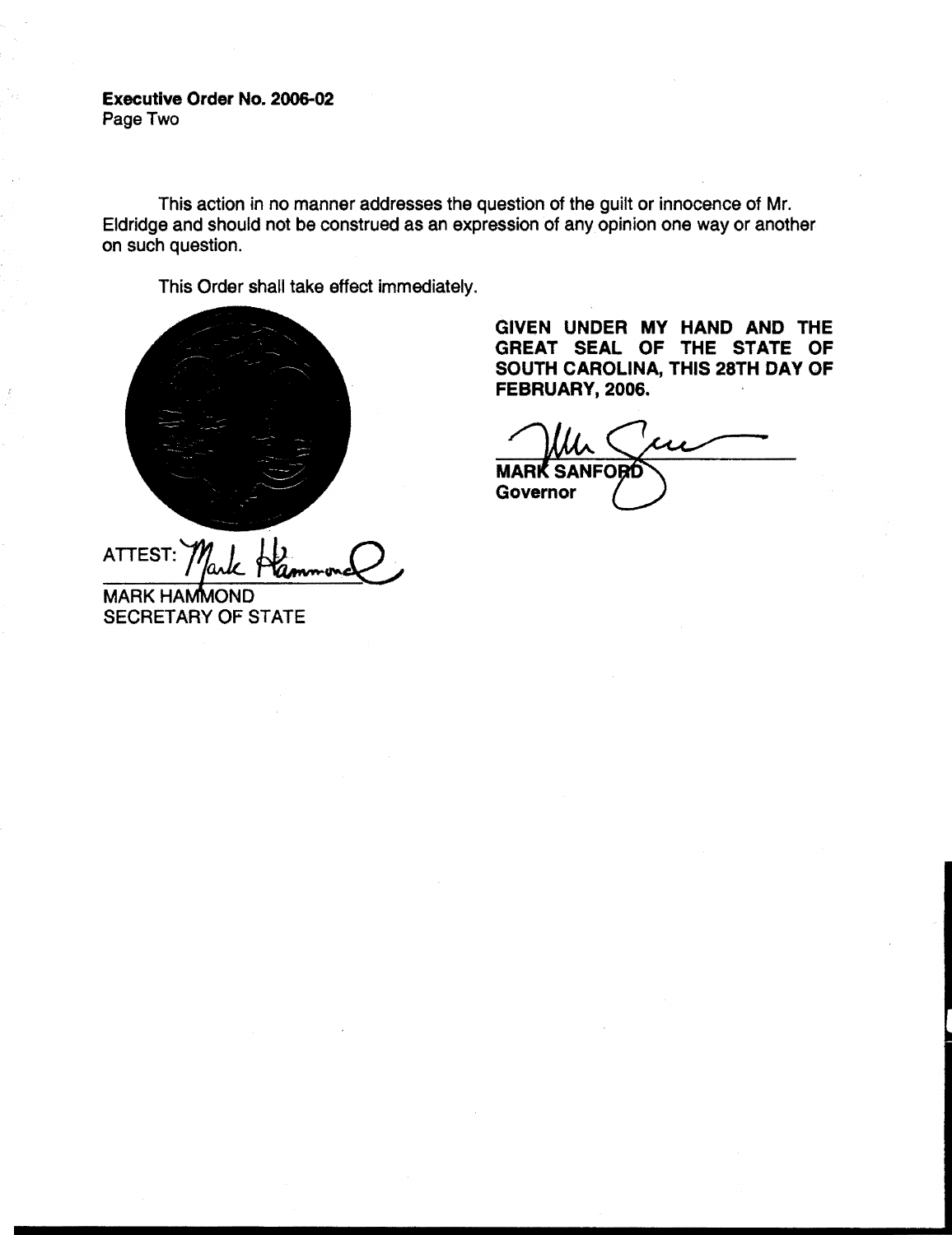**Executive Order No. 2006-02**
Page Two

This action in no manner addresses the question of the guilt or innocence of Mr. Eldridge and should not be construed as an expression of any opinion one way or another on such question.

This Order shall take effect immediately.

**GIVEN UNDER MY HAND AND THE GREAT SEAL OF THE STATE OF SOUTH CAROLINA, THIS 28TH DAY OF FEBRUARY, 2006.**

**MARK SANFORD**
**Governor**

ATTEST:

MARK HAMMOND
SECRETARY OF STATE